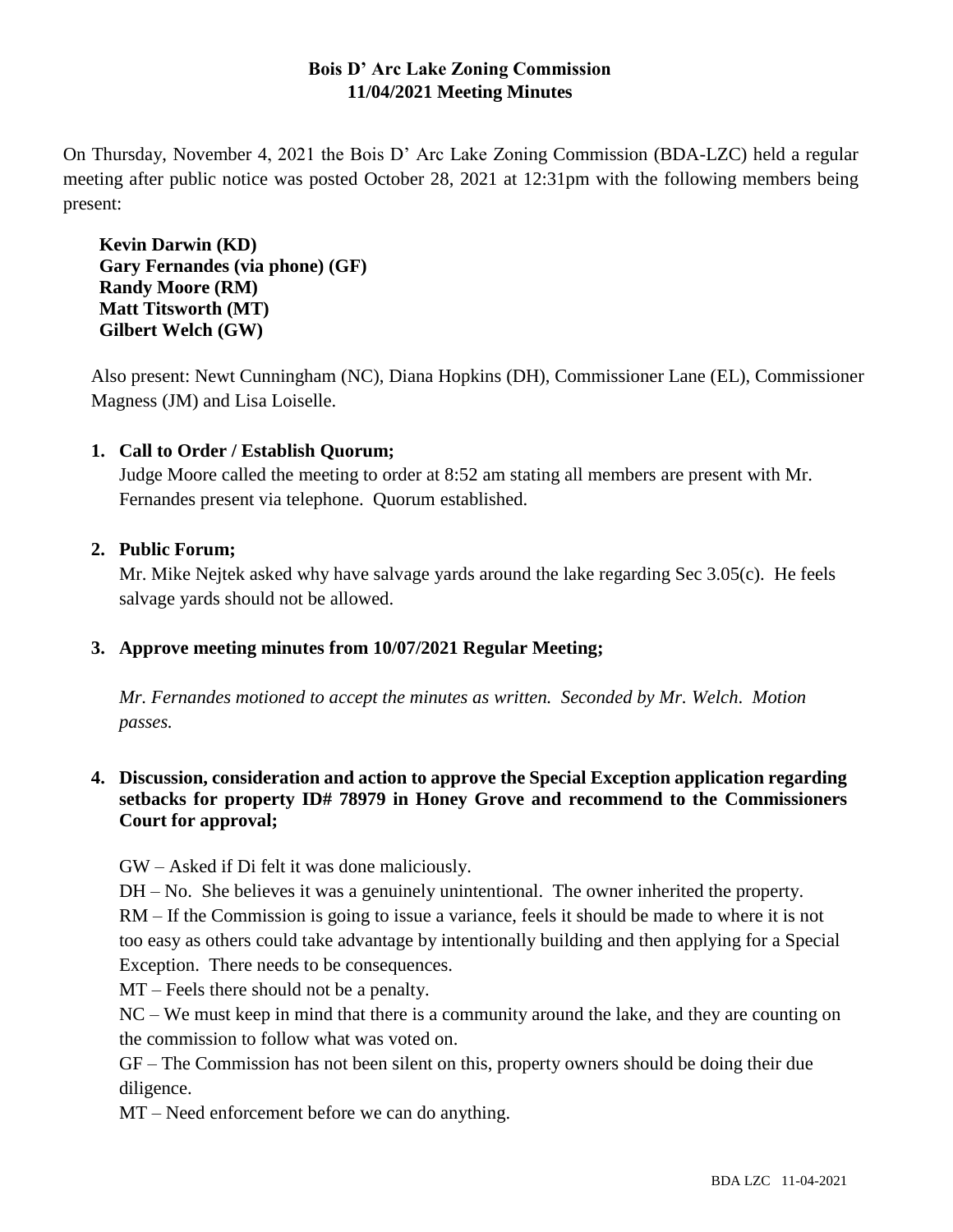# Bois D' Arc Lake Zoning Commission
## 11/04/2021 Meeting Minutes

On Thursday, November 4, 2021 the Bois D' Arc Lake Zoning Commission (BDA-LZC) held a regular meeting after public notice was posted October 28, 2021 at 12:31pm with the following members being present:

**Kevin Darwin (KD)**
**Gary Fernandes (via phone) (GF)**
**Randy Moore (RM)**
**Matt Titsworth (MT)**
**Gilbert Welch (GW)**

Also present: Newt Cunningham (NC), Diana Hopkins (DH), Commissioner Lane (EL), Commissioner Magness (JM) and Lisa Loiselle.

**1. Call to Order / Establish Quorum;**

Judge Moore called the meeting to order at 8:52 am stating all members are present with Mr. Fernandes present via telephone. Quorum established.

**2. Public Forum;**

Mr. Mike Nejtek asked why have salvage yards around the lake regarding Sec 3.05(c). He feels salvage yards should not be allowed.

**3. Approve meeting minutes from 10/07/2021 Regular Meeting;**

*Mr. Fernandes motioned to accept the minutes as written. Seconded by Mr. Welch. Motion passes.*

**4. Discussion, consideration and action to approve the Special Exception application regarding setbacks for property ID# 78979 in Honey Grove and recommend to the Commissioners Court for approval;**

GW – Asked if Di felt it was done maliciously.

DH – No. She believes it was a genuinely unintentional. The owner inherited the property.

RM – If the Commission is going to issue a variance, feels it should be made to where it is not too easy as others could take advantage by intentionally building and then applying for a Special Exception. There needs to be consequences.

MT – Feels there should not be a penalty.

NC – We must keep in mind that there is a community around the lake, and they are counting on the commission to follow what was voted on.

GF – The Commission has not been silent on this, property owners should be doing their due diligence.

MT – Need enforcement before we can do anything.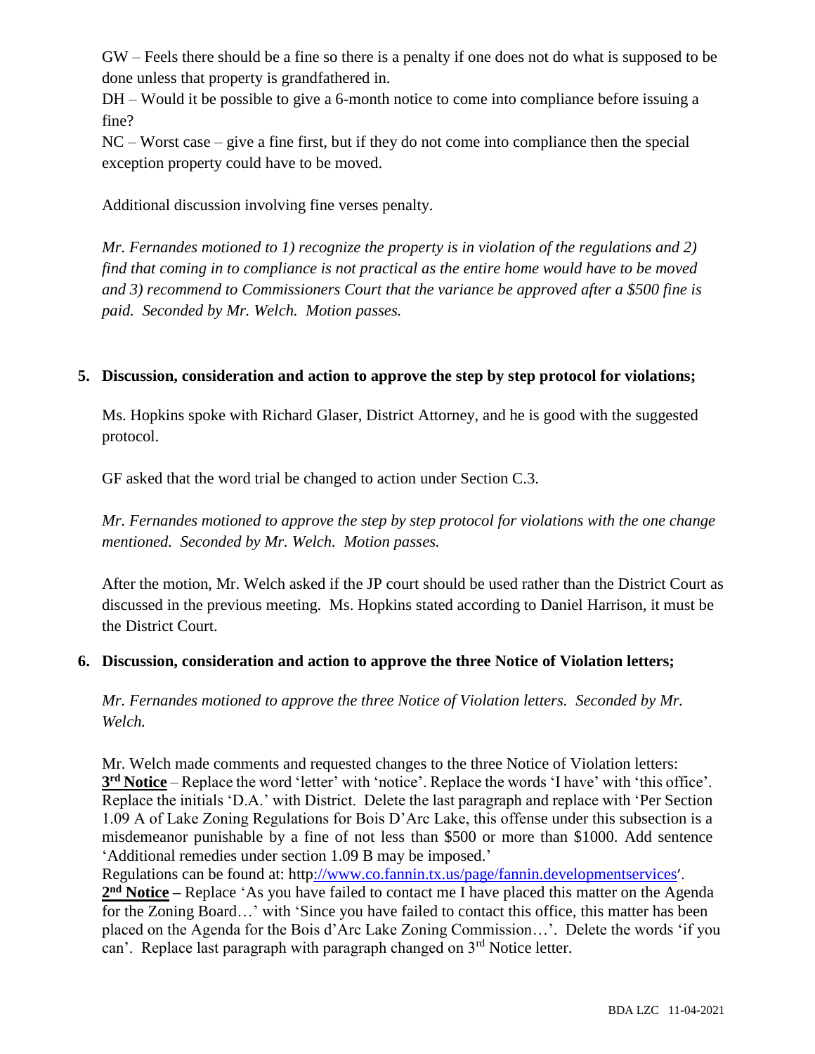GW – Feels there should be a fine so there is a penalty if one does not do what is supposed to be done unless that property is grandfathered in.

DH – Would it be possible to give a 6-month notice to come into compliance before issuing a fine?

NC – Worst case – give a fine first, but if they do not come into compliance then the special exception property could have to be moved.

Additional discussion involving fine verses penalty.

*Mr. Fernandes motioned to 1) recognize the property is in violation of the regulations and 2) find that coming in to compliance is not practical as the entire home would have to be moved and 3) recommend to Commissioners Court that the variance be approved after a $500 fine is paid. Seconded by Mr. Welch. Motion passes.*

**5. Discussion, consideration and action to approve the step by step protocol for violations;**

Ms. Hopkins spoke with Richard Glaser, District Attorney, and he is good with the suggested protocol.

GF asked that the word trial be changed to action under Section C.3.

*Mr. Fernandes motioned to approve the step by step protocol for violations with the one change mentioned. Seconded by Mr. Welch. Motion passes.*

After the motion, Mr. Welch asked if the JP court should be used rather than the District Court as discussed in the previous meeting. Ms. Hopkins stated according to Daniel Harrison, it must be the District Court.

**6. Discussion, consideration and action to approve the three Notice of Violation letters;**

*Mr. Fernandes motioned to approve the three Notice of Violation letters. Seconded by Mr. Welch.*

Mr. Welch made comments and requested changes to the three Notice of Violation letters:

**3rd Notice** – Replace the word 'letter' with 'notice'. Replace the words 'I have' with 'this office'. Replace the initials 'D.A.' with District. Delete the last paragraph and replace with 'Per Section 1.09 A of Lake Zoning Regulations for Bois D'Arc Lake, this offense under this subsection is a misdemeanor punishable by a fine of not less than $500 or more than $1000. Add sentence 'Additional remedies under section 1.09 B may be imposed.'

Regulations can be found at: http://www.co.fannin.tx.us/page/fannin.developmentservices'.

**2nd Notice** – Replace 'As you have failed to contact me I have placed this matter on the Agenda for the Zoning Board…' with 'Since you have failed to contact this office, this matter has been placed on the Agenda for the Bois d'Arc Lake Zoning Commission…'. Delete the words 'if you can'. Replace last paragraph with paragraph changed on 3rd Notice letter.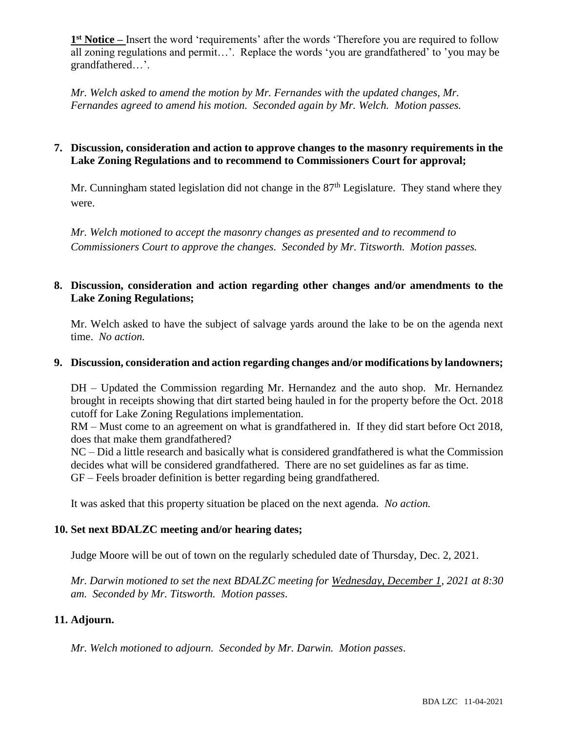**1st Notice –** Insert the word 'requirements' after the words 'Therefore you are required to follow all zoning regulations and permit…'. Replace the words 'you are grandfathered' to 'you may be grandfathered…'.

*Mr. Welch asked to amend the motion by Mr. Fernandes with the updated changes, Mr. Fernandes agreed to amend his motion. Seconded again by Mr. Welch. Motion passes.*

**7. Discussion, consideration and action to approve changes to the masonry requirements in the Lake Zoning Regulations and to recommend to Commissioners Court for approval;**

Mr. Cunningham stated legislation did not change in the 87th Legislature. They stand where they were.

*Mr. Welch motioned to accept the masonry changes as presented and to recommend to Commissioners Court to approve the changes. Seconded by Mr. Titsworth. Motion passes.*

**8. Discussion, consideration and action regarding other changes and/or amendments to the Lake Zoning Regulations;**

Mr. Welch asked to have the subject of salvage yards around the lake to be on the agenda next time. *No action.*

**9. Discussion, consideration and action regarding changes and/or modifications by landowners;**

DH – Updated the Commission regarding Mr. Hernandez and the auto shop. Mr. Hernandez brought in receipts showing that dirt started being hauled in for the property before the Oct. 2018 cutoff for Lake Zoning Regulations implementation.

RM – Must come to an agreement on what is grandfathered in. If they did start before Oct 2018, does that make them grandfathered?

NC – Did a little research and basically what is considered grandfathered is what the Commission decides what will be considered grandfathered. There are no set guidelines as far as time.

GF – Feels broader definition is better regarding being grandfathered.

It was asked that this property situation be placed on the next agenda. *No action.*

**10. Set next BDALZC meeting and/or hearing dates;**

Judge Moore will be out of town on the regularly scheduled date of Thursday, Dec. 2, 2021.

*Mr. Darwin motioned to set the next BDALZC meeting for Wednesday, December 1, 2021 at 8:30 am. Seconded by Mr. Titsworth. Motion passes.*

**11. Adjourn.**

*Mr. Welch motioned to adjourn. Seconded by Mr. Darwin. Motion passes.*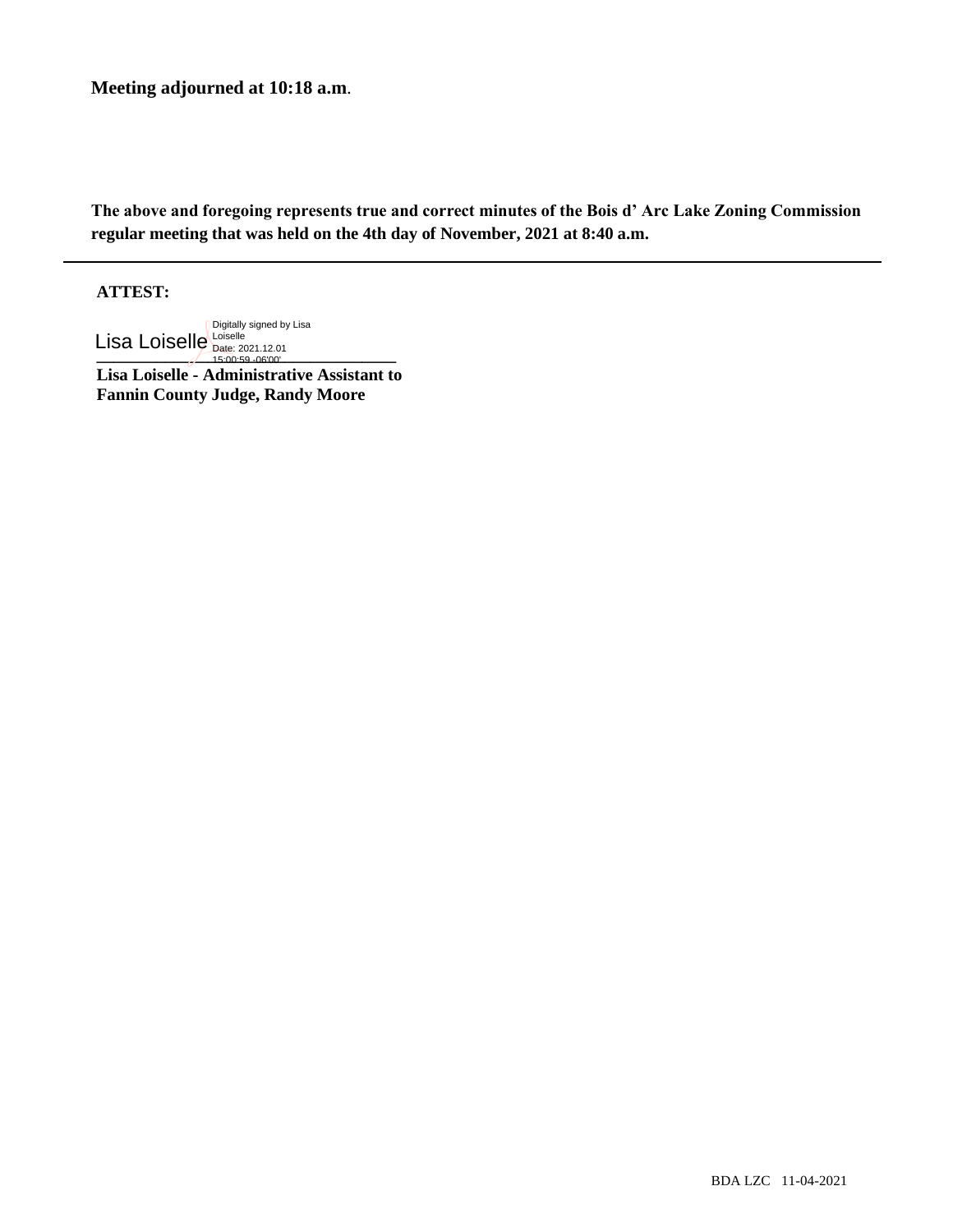**Meeting adjourned at 10:18 a.m.**

**The above and foregoing represents true and correct minutes of the Bois d' Arc Lake Zoning Commission regular meeting that was held on the 4th day of November, 2021 at 8:40 a.m.**

---

**ATTEST:**

Lisa Loiselle Digitally signed by Lisa Loiselle Date: 2021.12.01 15:00:59 -06'00'

**Lisa Loiselle - Administrative Assistant to Fannin County Judge, Randy Moore**